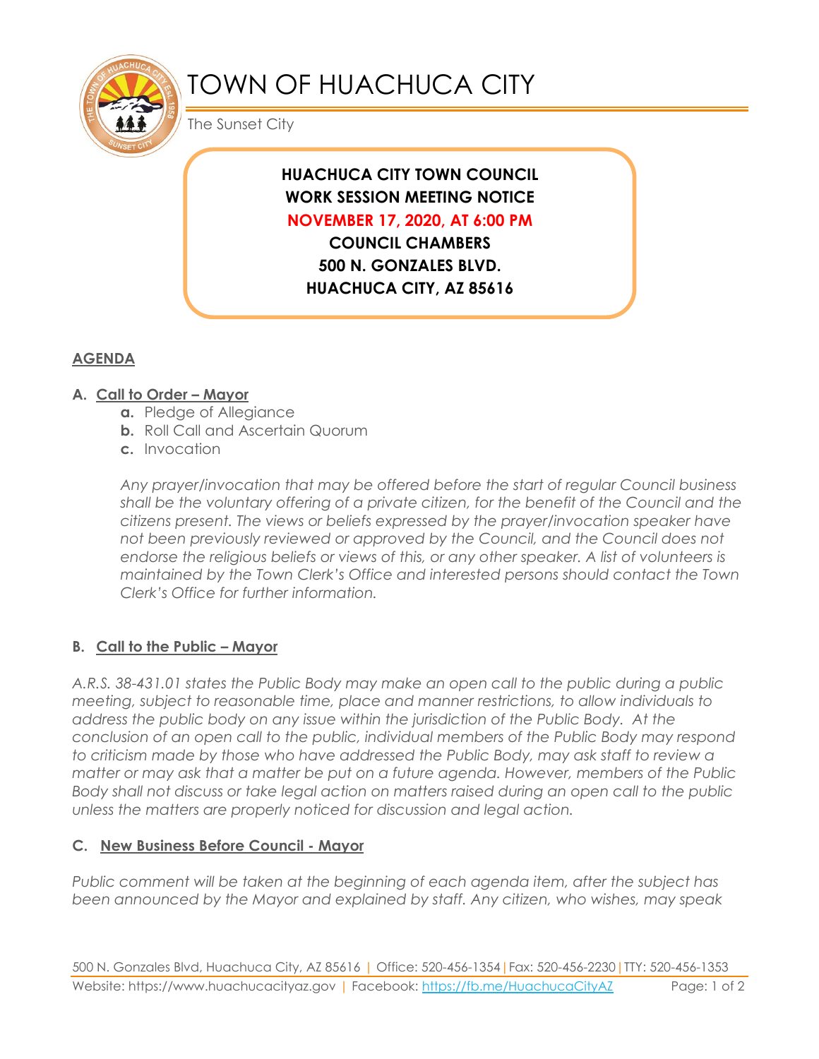# TOWN OF HUACHUCA CITY

The Sunset City

**HUACHUCA CITY TOWN COUNCIL**
**WORK SESSION MEETING NOTICE**
**NOVEMBER 17, 2020, AT 6:00 PM**
**COUNCIL CHAMBERS**
**500 N. GONZALES BLVD.**
**HUACHUCA CITY, AZ 85616**

## AGENDA

### A. Call to Order – Mayor

- **a.** Pledge of Allegiance
- **b.** Roll Call and Ascertain Quorum
- **c.** Invocation

*Any prayer/invocation that may be offered before the start of regular Council business shall be the voluntary offering of a private citizen, for the benefit of the Council and the citizens present. The views or beliefs expressed by the prayer/invocation speaker have not been previously reviewed or approved by the Council, and the Council does not endorse the religious beliefs or views of this, or any other speaker. A list of volunteers is maintained by the Town Clerk's Office and interested persons should contact the Town Clerk's Office for further information.*

### B. Call to the Public – Mayor

*A.R.S. 38-431.01 states the Public Body may make an open call to the public during a public meeting, subject to reasonable time, place and manner restrictions, to allow individuals to address the public body on any issue within the jurisdiction of the Public Body. At the conclusion of an open call to the public, individual members of the Public Body may respond to criticism made by those who have addressed the Public Body, may ask staff to review a matter or may ask that a matter be put on a future agenda. However, members of the Public Body shall not discuss or take legal action on matters raised during an open call to the public unless the matters are properly noticed for discussion and legal action.*

### C. New Business Before Council - Mayor

*Public comment will be taken at the beginning of each agenda item, after the subject has been announced by the Mayor and explained by staff. Any citizen, who wishes, may speak*

500 N. Gonzales Blvd, Huachuca City, AZ 85616 | Office: 520-456-1354 | Fax: 520-456-2230 | TTY: 520-456-1353
Website: https://www.huachucacityaz.gov | Facebook: https://fb.me/HuachucaCityAZ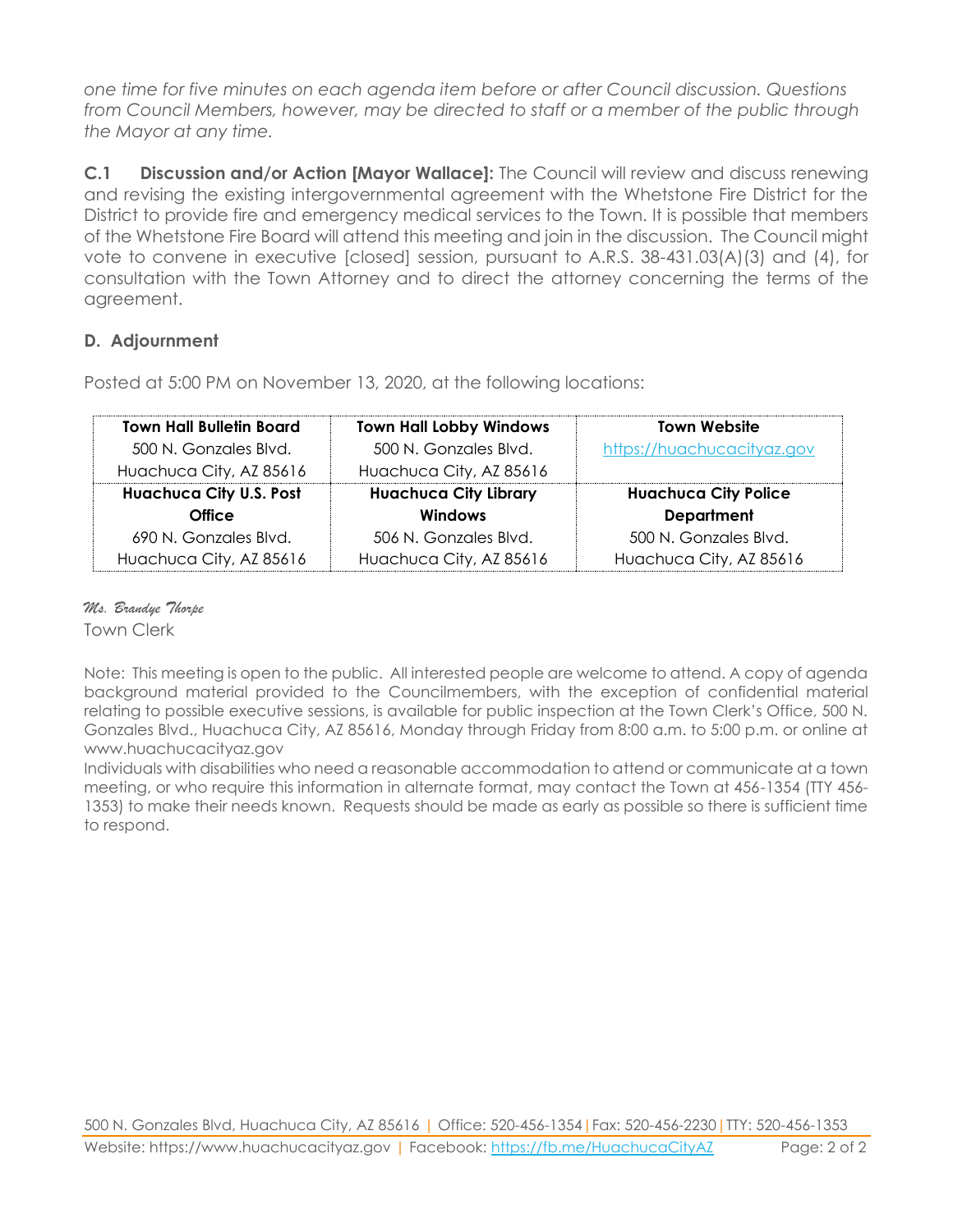*one time for five minutes on each agenda item before or after Council discussion. Questions from Council Members, however, may be directed to staff or a member of the public through the Mayor at any time.*

**C.1 Discussion and/or Action [Mayor Wallace]:** The Council will review and discuss renewing and revising the existing intergovernmental agreement with the Whetstone Fire District for the District to provide fire and emergency medical services to the Town. It is possible that members of the Whetstone Fire Board will attend this meeting and join in the discussion. The Council might vote to convene in executive [closed] session, pursuant to A.R.S. 38-431.03(A)(3) and (4), for consultation with the Town Attorney and to direct the attorney concerning the terms of the agreement.

**D. Adjournment**

Posted at 5:00 PM on November 13, 2020, at the following locations:

| | | |
|---|---|---|
| **Town Hall Bulletin Board**<br>500 N. Gonzales Blvd.<br>Huachuca City, AZ 85616 | **Town Hall Lobby Windows**<br>500 N. Gonzales Blvd.<br>Huachuca City, AZ 85616 | **Town Website**<br>https://huachucacityaz.gov |
| **Huachuca City U.S. Post Office**<br>690 N. Gonzales Blvd.<br>Huachuca City, AZ 85616 | **Huachuca City Library Windows**<br>506 N. Gonzales Blvd.<br>Huachuca City, AZ 85616 | **Huachuca City Police Department**<br>500 N. Gonzales Blvd.<br>Huachuca City, AZ 85616 |

*Ms. Brandye Thorpe*
Town Clerk

Note: This meeting is open to the public. All interested people are welcome to attend. A copy of agenda background material provided to the Councilmembers, with the exception of confidential material relating to possible executive sessions, is available for public inspection at the Town Clerk's Office, 500 N. Gonzales Blvd., Huachuca City, AZ 85616, Monday through Friday from 8:00 a.m. to 5:00 p.m. or online at www.huachucacityaz.gov
Individuals with disabilities who need a reasonable accommodation to attend or communicate at a town meeting, or who require this information in alternate format, may contact the Town at 456-1354 (TTY 456-1353) to make their needs known. Requests should be made as early as possible so there is sufficient time to respond.